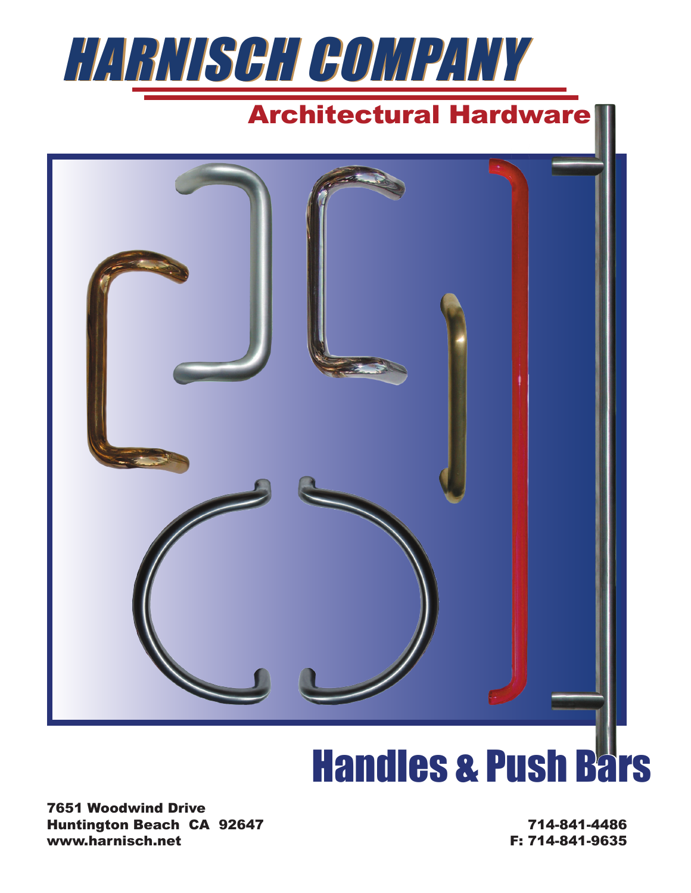# HARNISCH COMPANY

## Architectural Hardware

# Handles & Push Bars

7651 Woodwind Drive
Huntington Beach CA 92647
www.harnisch.net

714-841-4486
F: 714-841-9635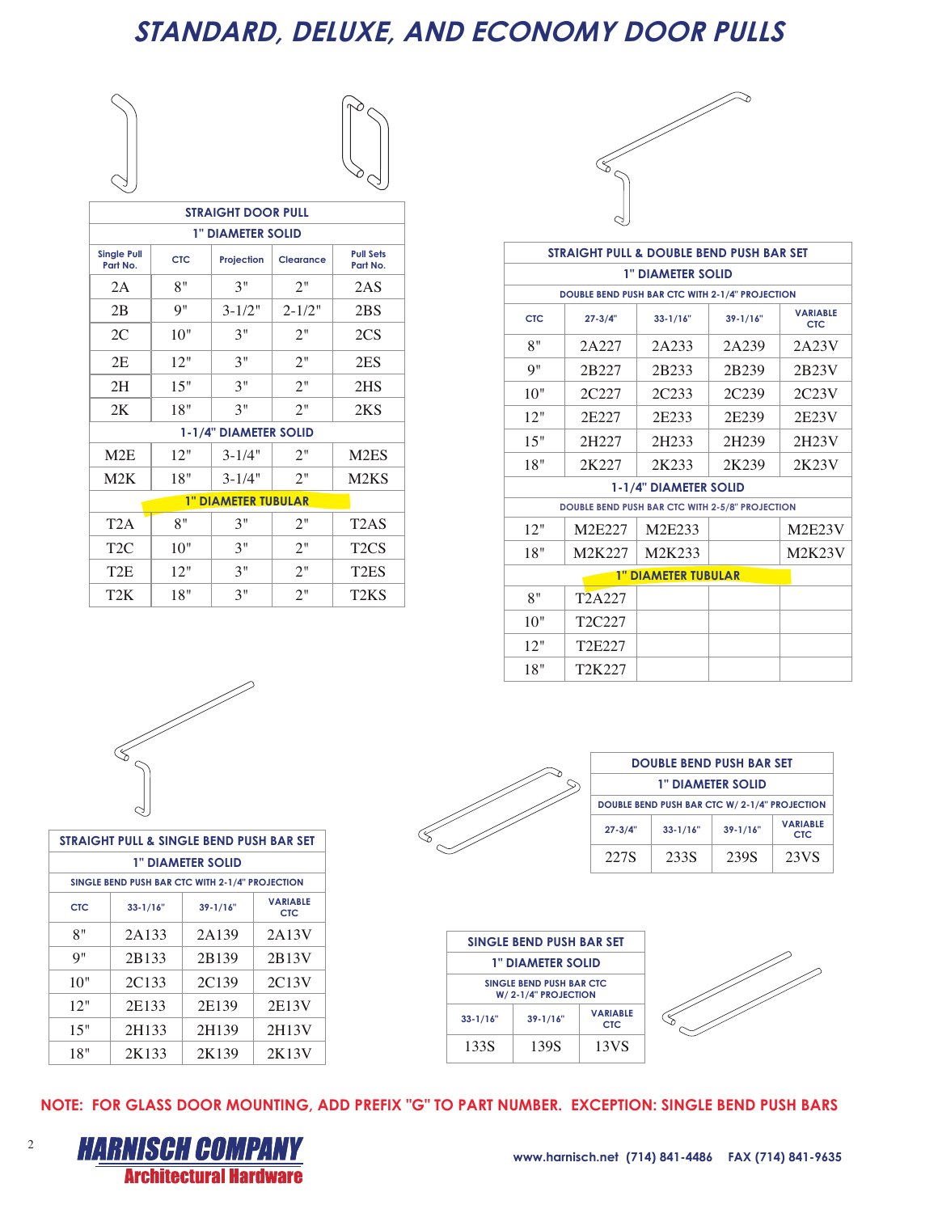# STANDARD, DELUXE, AND ECONOMY DOOR PULLS

| STRAIGHT DOOR PULL | | | | |
|---|---|---|---|---|
| **1" DIAMETER SOLID** | | | | |
| Single Pull Part No. | CTC | Projection | Clearance | Pull Sets Part No. |
| 2A | 8" | 3" | 2" | 2AS |
| 2B | 9" | 3-1/2" | 2-1/2" | 2BS |
| 2C | 10" | 3" | 2" | 2CS |
| 2E | 12" | 3" | 2" | 2ES |
| 2H | 15" | 3" | 2" | 2HS |
| 2K | 18" | 3" | 2" | 2KS |
| **1-1/4" DIAMETER SOLID** | | | | |
| M2E | 12" | 3-1/4" | 2" | M2ES |
| M2K | 18" | 3-1/4" | 2" | M2KS |
| **1" DIAMETER TUBULAR** | | | | |
| T2A | 8" | 3" | 2" | T2AS |
| T2C | 10" | 3" | 2" | T2CS |
| T2E | 12" | 3" | 2" | T2ES |
| T2K | 18" | 3" | 2" | T2KS |

| STRAIGHT PULL & DOUBLE BEND PUSH BAR SET | | | | |
|---|---|---|---|---|
| **1" DIAMETER SOLID** | | | | |
| DOUBLE BEND PUSH BAR CTC WITH 2-1/4" PROJECTION | | | | |
| CTC | 27-3/4" | 33-1/16" | 39-1/16" | VARIABLE CTC |
| 8" | 2A227 | 2A233 | 2A239 | 2A23V |
| 9" | 2B227 | 2B233 | 2B239 | 2B23V |
| 10" | 2C227 | 2C233 | 2C239 | 2C23V |
| 12" | 2E227 | 2E233 | 2E239 | 2E23V |
| 15" | 2H227 | 2H233 | 2H239 | 2H23V |
| 18" | 2K227 | 2K233 | 2K239 | 2K23V |
| **1-1/4" DIAMETER SOLID** | | | | |
| DOUBLE BEND PUSH BAR CTC WITH 2-5/8" PROJECTION | | | | |
| 12" | M2E227 | M2E233 | | M2E23V |
| 18" | M2K227 | M2K233 | | M2K23V |
| **1" DIAMETER TUBULAR** | | | | |
| 8" | T2A227 | | | |
| 10" | T2C227 | | | |
| 12" | T2E227 | | | |
| 18" | T2K227 | | | |

| STRAIGHT PULL & SINGLE BEND PUSH BAR SET | | | |
|---|---|---|---|
| **1" DIAMETER SOLID** | | | |
| SINGLE BEND PUSH BAR CTC WITH 2-1/4" PROJECTION | | | |
| CTC | 33-1/16" | 39-1/16" | VARIABLE CTC |
| 8" | 2A133 | 2A139 | 2A13V |
| 9" | 2B133 | 2B139 | 2B13V |
| 10" | 2C133 | 2C139 | 2C13V |
| 12" | 2E133 | 2E139 | 2E13V |
| 15" | 2H133 | 2H139 | 2H13V |
| 18" | 2K133 | 2K139 | 2K13V |

| DOUBLE BEND PUSH BAR SET | | | |
|---|---|---|---|
| **1" DIAMETER SOLID** | | | |
| DOUBLE BEND PUSH BAR CTC W/ 2-1/4" PROJECTION | | | |
| 27-3/4" | 33-1/16" | 39-1/16" | VARIABLE CTC |
| 227S | 233S | 239S | 23VS |

| SINGLE BEND PUSH BAR SET | | |
|---|---|---|
| **1" DIAMETER SOLID** | | |
| SINGLE BEND PUSH BAR CTC W/ 2-1/4" PROJECTION | | |
| 33-1/16" | 39-1/16" | VARIABLE CTC |
| 133S | 139S | 13VS |

**NOTE: FOR GLASS DOOR MOUNTING, ADD PREFIX "G" TO PART NUMBER. EXCEPTION: SINGLE BEND PUSH BARS**

**HARNISCH COMPANY**
**Architectural Hardware**

www.harnisch.net (714) 841-4486 FAX (714) 841-9635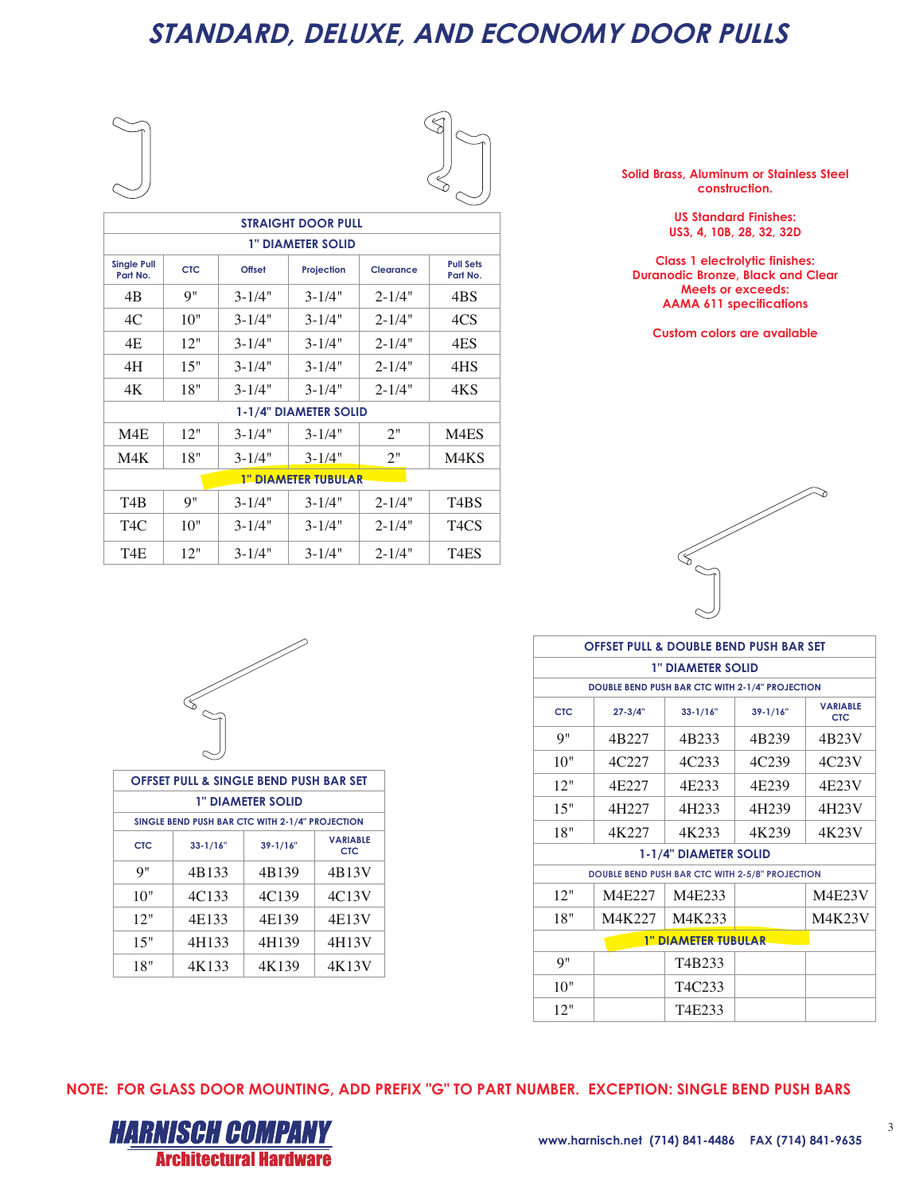# STANDARD, DELUXE, AND ECONOMY DOOR PULLS

| STRAIGHT DOOR PULL | | | | | |
|---|---|---|---|---|---|
| 1" DIAMETER SOLID | | | | | |
| Single Pull Part No. | CTC | Offset | Projection | Clearance | Pull Sets Part No. |
| 4B | 9" | 3-1/4" | 3-1/4" | 2-1/4" | 4BS |
| 4C | 10" | 3-1/4" | 3-1/4" | 2-1/4" | 4CS |
| 4E | 12" | 3-1/4" | 3-1/4" | 2-1/4" | 4ES |
| 4H | 15" | 3-1/4" | 3-1/4" | 2-1/4" | 4HS |
| 4K | 18" | 3-1/4" | 3-1/4" | 2-1/4" | 4KS |
| 1-1/4" DIAMETER SOLID | | | | | |
| M4E | 12" | 3-1/4" | 3-1/4" | 2" | M4ES |
| M4K | 18" | 3-1/4" | 3-1/4" | 2" | M4KS |
| 1" DIAMETER TUBULAR | | | | | |
| T4B | 9" | 3-1/4" | 3-1/4" | 2-1/4" | T4BS |
| T4C | 10" | 3-1/4" | 3-1/4" | 2-1/4" | T4CS |
| T4E | 12" | 3-1/4" | 3-1/4" | 2-1/4" | T4ES |

**Solid Brass, Aluminum or Stainless Steel construction.**

**US Standard Finishes:**
**US3, 4, 10B, 28, 32, 32D**

**Class 1 electrolytic finishes:**
**Duranodic Bronze, Black and Clear**
**Meets or exceeds:**
**AAMA 611 specifications**

**Custom colors are available**

| OFFSET PULL & SINGLE BEND PUSH BAR SET | | | |
|---|---|---|---|
| 1" DIAMETER SOLID | | | |
| SINGLE BEND PUSH BAR CTC WITH 2-1/4" PROJECTION | | | |
| CTC | 33-1/16" | 39-1/16" | VARIABLE CTC |
| 9" | 4B133 | 4B139 | 4B13V |
| 10" | 4C133 | 4C139 | 4C13V |
| 12" | 4E133 | 4E139 | 4E13V |
| 15" | 4H133 | 4H139 | 4H13V |
| 18" | 4K133 | 4K139 | 4K13V |

| OFFSET PULL & DOUBLE BEND PUSH BAR SET | | | | |
|---|---|---|---|---|
| 1" DIAMETER SOLID | | | | |
| DOUBLE BEND PUSH BAR CTC WITH 2-1/4" PROJECTION | | | | |
| CTC | 27-3/4" | 33-1/16" | 39-1/16" | VARIABLE CTC |
| 9" | 4B227 | 4B233 | 4B239 | 4B23V |
| 10" | 4C227 | 4C233 | 4C239 | 4C23V |
| 12" | 4E227 | 4E233 | 4E239 | 4E23V |
| 15" | 4H227 | 4H233 | 4H239 | 4H23V |
| 18" | 4K227 | 4K233 | 4K239 | 4K23V |
| 1-1/4" DIAMETER SOLID | | | | |
| DOUBLE BEND PUSH BAR CTC WITH 2-5/8" PROJECTION | | | | |
| 12" | M4E227 | M4E233 | | M4E23V |
| 18" | M4K227 | M4K233 | | M4K23V |
| 1" DIAMETER TUBULAR | | | | |
| 9" | | T4B233 | | |
| 10" | | T4C233 | | |
| 12" | | T4E233 | | |

**NOTE: FOR GLASS DOOR MOUNTING, ADD PREFIX "G" TO PART NUMBER. EXCEPTION: SINGLE BEND PUSH BARS**

**HARNISCH COMPANY**
**Architectural Hardware**

www.harnisch.net (714) 841-4486 FAX (714) 841-9635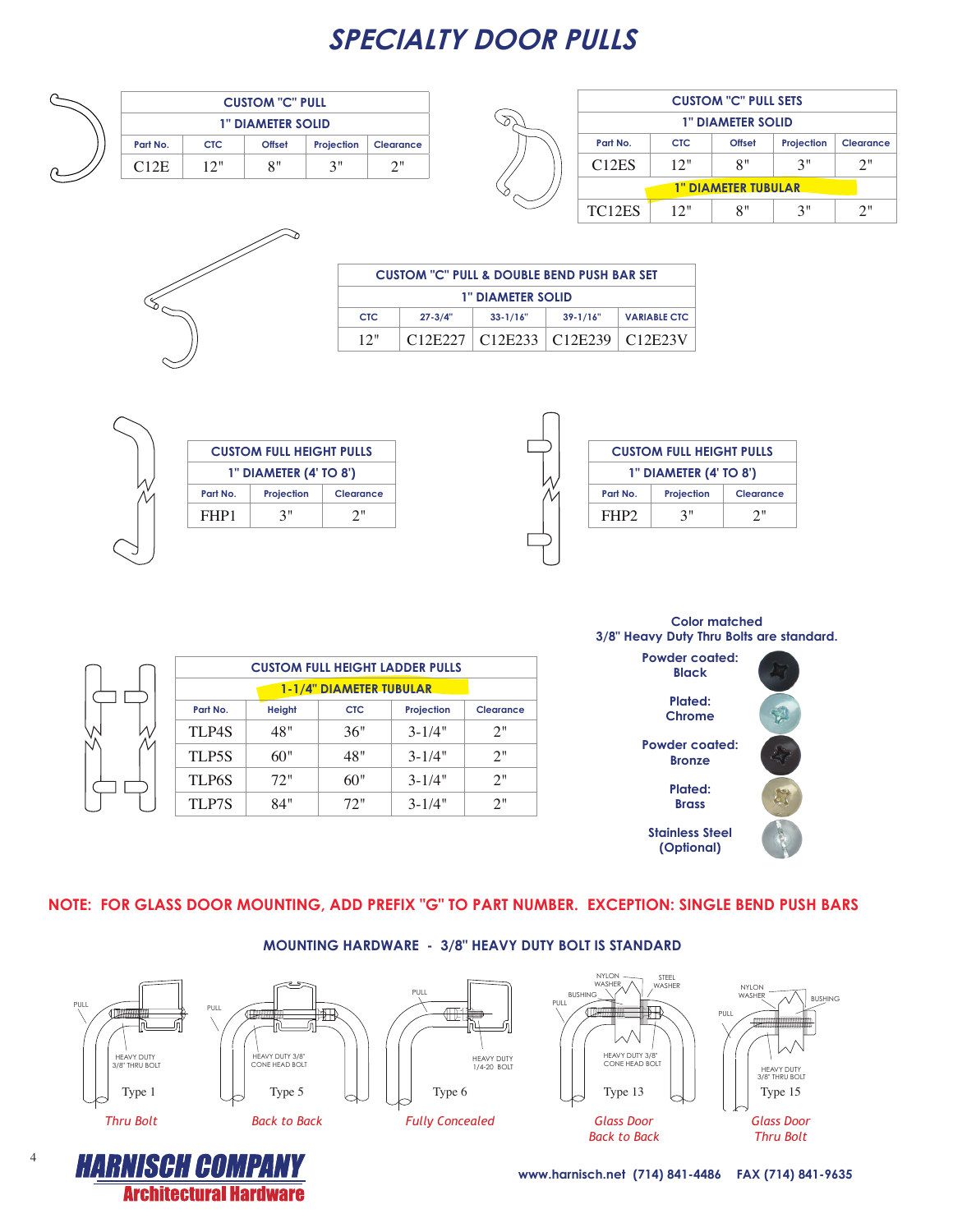# SPECIALTY DOOR PULLS

| CUSTOM "C" PULL | | | | |
|---|---|---|---|---|
| 1" DIAMETER SOLID | | | | |
| Part No. | CTC | Offset | Projection | Clearance |
| C12E | 12" | 8" | 3" | 2" |

| CUSTOM "C" PULL SETS | | | | |
|---|---|---|---|---|
| 1" DIAMETER SOLID | | | | |
| Part No. | CTC | Offset | Projection | Clearance |
| C12ES | 12" | 8" | 3" | 2" |
| 1" DIAMETER TUBULAR | | | | |
| TC12ES | 12" | 8" | 3" | 2" |

| CUSTOM "C" PULL & DOUBLE BEND PUSH BAR SET | | | | |
|---|---|---|---|---|
| 1" DIAMETER SOLID | | | | |
| CTC | 27-3/4" | 33-1/16" | 39-1/16" | VARIABLE CTC |
| 12" | C12E227 | C12E233 | C12E239 | C12E23V |

| CUSTOM FULL HEIGHT PULLS | | |
|---|---|---|
| 1" DIAMETER (4' TO 8') | | |
| Part No. | Projection | Clearance |
| FHP1 | 3" | 2" |

| CUSTOM FULL HEIGHT PULLS | | |
|---|---|---|
| 1" DIAMETER (4' TO 8') | | |
| Part No. | Projection | Clearance |
| FHP2 | 3" | 2" |

| CUSTOM FULL HEIGHT LADDER PULLS | | | | |
|---|---|---|---|---|
| 1-1/4" DIAMETER TUBULAR | | | | |
| Part No. | Height | CTC | Projection | Clearance |
| TLP4S | 48" | 36" | 3-1/4" | 2" |
| TLP5S | 60" | 48" | 3-1/4" | 2" |
| TLP6S | 72" | 60" | 3-1/4" | 2" |
| TLP7S | 84" | 72" | 3-1/4" | 2" |

Color matched
3/8" Heavy Duty Thru Bolts are standard.

- Powder coated: Black
- Plated: Chrome
- Powder coated: Bronze
- Plated: Brass
- Stainless Steel (Optional)

**NOTE: FOR GLASS DOOR MOUNTING, ADD PREFIX "G" TO PART NUMBER. EXCEPTION: SINGLE BEND PUSH BARS**

## MOUNTING HARDWARE - 3/8" HEAVY DUTY BOLT IS STANDARD

PULL
HEAVY DUTY 3/8" THRU BOLT
Type 1
*Thru Bolt*

PULL
HEAVY DUTY 3/8" CONE HEAD BOLT
Type 5
*Back to Back*

PULL
HEAVY DUTY 1/4-20 BOLT
Type 6
*Fully Concealed*

NYLON WASHER
STEEL WASHER
BUSHING
PULL
HEAVY DUTY 3/8" CONE HEAD BOLT
Type 13
*Glass Door Back to Back*

NYLON WASHER
BUSHING
PULL
HEAVY DUTY 3/8" THRU BOLT
Type 15
*Glass Door Thru Bolt*

**HARNISCH COMPANY**
**Architectural Hardware**

www.harnisch.net (714) 841-4486 FAX (714) 841-9635